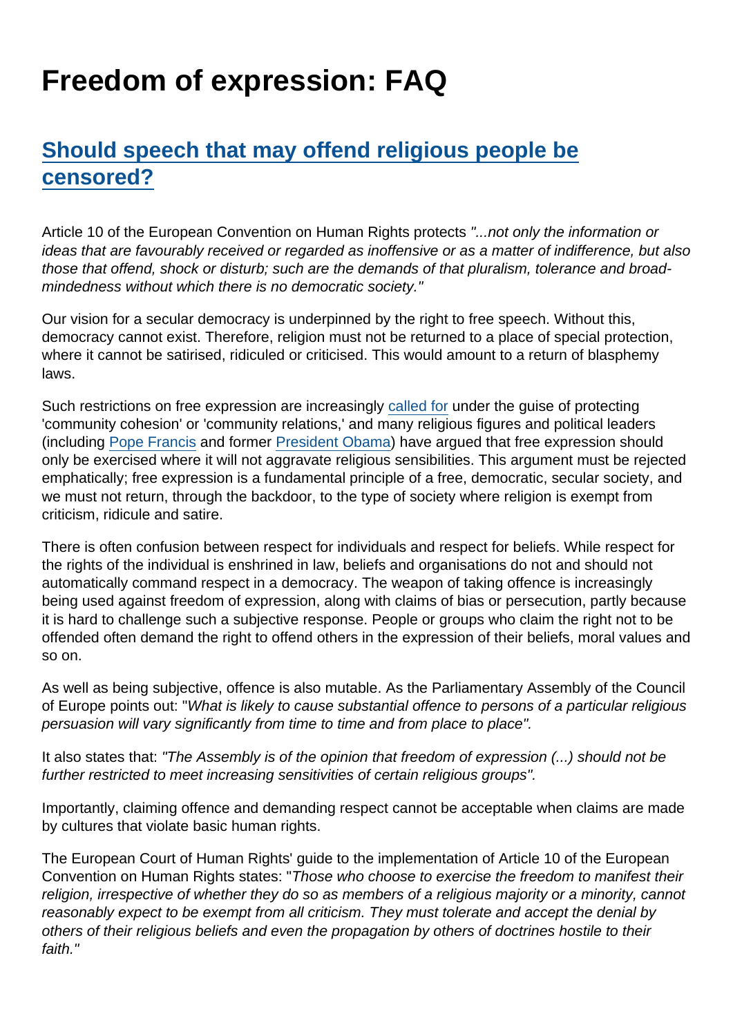# Freedom of expression: FAQ

## Should speech that may offend religious people be censored?

Article 10 of the European Convention on Human Rights protects *"...not only the information or ideas that are favourably received or regarded as inoffensive or as a matter of indifference, but also those that offend, shock or disturb; such are the demands of that pluralism, tolerance and broad-mindedness without which there is no democratic society."*

Our vision for a secular democracy is underpinned by the right to free speech. Without this, democracy cannot exist. Therefore, religion must not be returned to a place of special protection, where it cannot be satirised, ridiculed or criticised. This would amount to a return of blasphemy laws.

Such restrictions on free expression are increasingly called for under the guise of protecting 'community cohesion' or 'community relations,' and many religious figures and political leaders (including Pope Francis and former President Obama) have argued that free expression should only be exercised where it will not aggravate religious sensibilities. This argument must be rejected emphatically; free expression is a fundamental principle of a free, democratic, secular society, and we must not return, through the backdoor, to the type of society where religion is exempt from criticism, ridicule and satire.

There is often confusion between respect for individuals and respect for beliefs. While respect for the rights of the individual is enshrined in law, beliefs and organisations do not and should not automatically command respect in a democracy. The weapon of taking offence is increasingly being used against freedom of expression, along with claims of bias or persecution, partly because it is hard to challenge such a subjective response. People or groups who claim the right not to be offended often demand the right to offend others in the expression of their beliefs, moral values and so on.

As well as being subjective, offence is also mutable. As the Parliamentary Assembly of the Council of Europe points out: "*What is likely to cause substantial offence to persons of a particular religious persuasion will vary significantly from time to time and from place to place*".

It also states that: *"The Assembly is of the opinion that freedom of expression (...) should not be further restricted to meet increasing sensitivities of certain religious groups".*

Importantly, claiming offence and demanding respect cannot be acceptable when claims are made by cultures that violate basic human rights.

The European Court of Human Rights' guide to the implementation of Article 10 of the European Convention on Human Rights states: "*Those who choose to exercise the freedom to manifest their religion, irrespective of whether they do so as members of a religious majority or a minority, cannot reasonably expect to be exempt from all criticism. They must tolerate and accept the denial by others of their religious beliefs and even the propagation by others of doctrines hostile to their faith.*"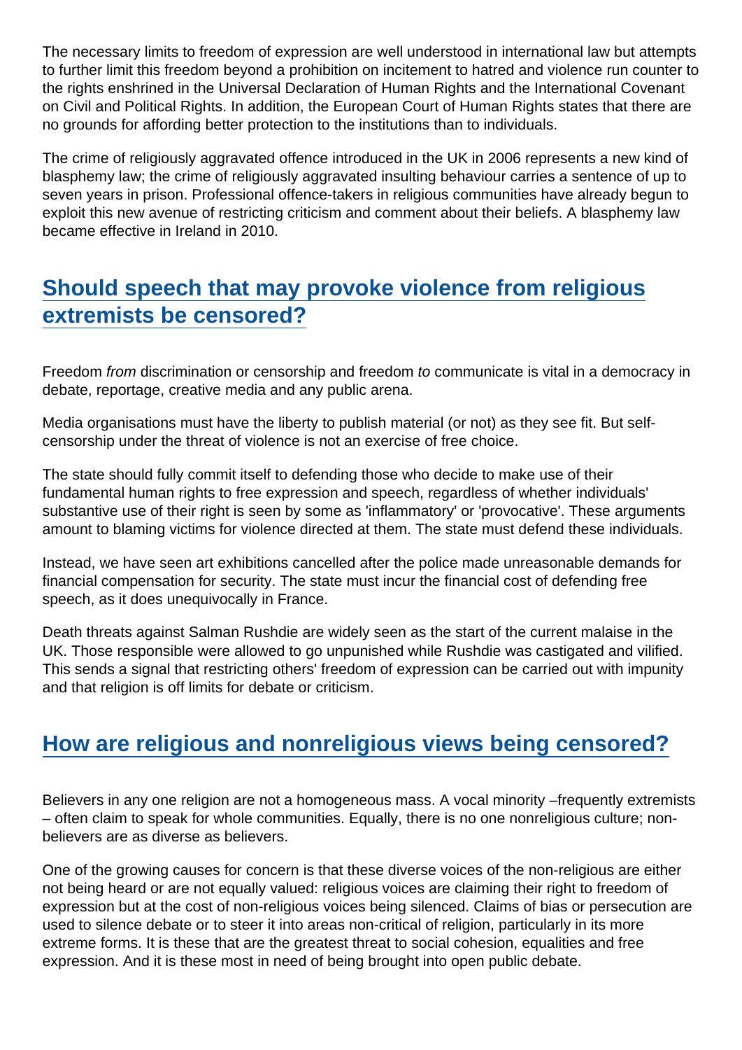The necessary limits to freedom of expression are well understood in international law but attempts to further limit this freedom beyond a prohibition on incitement to hatred and violence run counter to the rights enshrined in the Universal Declaration of Human Rights and the International Covenant on Civil and Political Rights. In addition, the European Court of Human Rights states that there are no grounds for affording better protection to the institutions than to individuals.

The crime of religiously aggravated offence introduced in the UK in 2006 represents a new kind of blasphemy law; the crime of religiously aggravated insulting behaviour carries a sentence of up to seven years in prison. Professional offence-takers in religious communities have already begun to exploit this new avenue of restricting criticism and comment about their beliefs. A blasphemy law became effective in Ireland in 2010.

## Should speech that may provoke violence from religious extremists be censored?

Freedom *from* discrimination or censorship and freedom *to* communicate is vital in a democracy in debate, reportage, creative media and any public arena.

Media organisations must have the liberty to publish material (or not) as they see fit. But self-censorship under the threat of violence is not an exercise of free choice.

The state should fully commit itself to defending those who decide to make use of their fundamental human rights to free expression and speech, regardless of whether individuals' substantive use of their right is seen by some as 'inflammatory' or 'provocative'. These arguments amount to blaming victims for violence directed at them. The state must defend these individuals.

Instead, we have seen art exhibitions cancelled after the police made unreasonable demands for financial compensation for security. The state must incur the financial cost of defending free speech, as it does unequivocally in France.

Death threats against Salman Rushdie are widely seen as the start of the current malaise in the UK. Those responsible were allowed to go unpunished while Rushdie was castigated and vilified. This sends a signal that restricting others' freedom of expression can be carried out with impunity and that religion is off limits for debate or criticism.

## How are religious and nonreligious views being censored?

Believers in any one religion are not a homogeneous mass. A vocal minority –frequently extremists – often claim to speak for whole communities. Equally, there is no one nonreligious culture; non-believers are as diverse as believers.

One of the growing causes for concern is that these diverse voices of the non-religious are either not being heard or are not equally valued: religious voices are claiming their right to freedom of expression but at the cost of non-religious voices being silenced. Claims of bias or persecution are used to silence debate or to steer it into areas non-critical of religion, particularly in its more extreme forms. It is these that are the greatest threat to social cohesion, equalities and free expression. And it is these most in need of being brought into open public debate.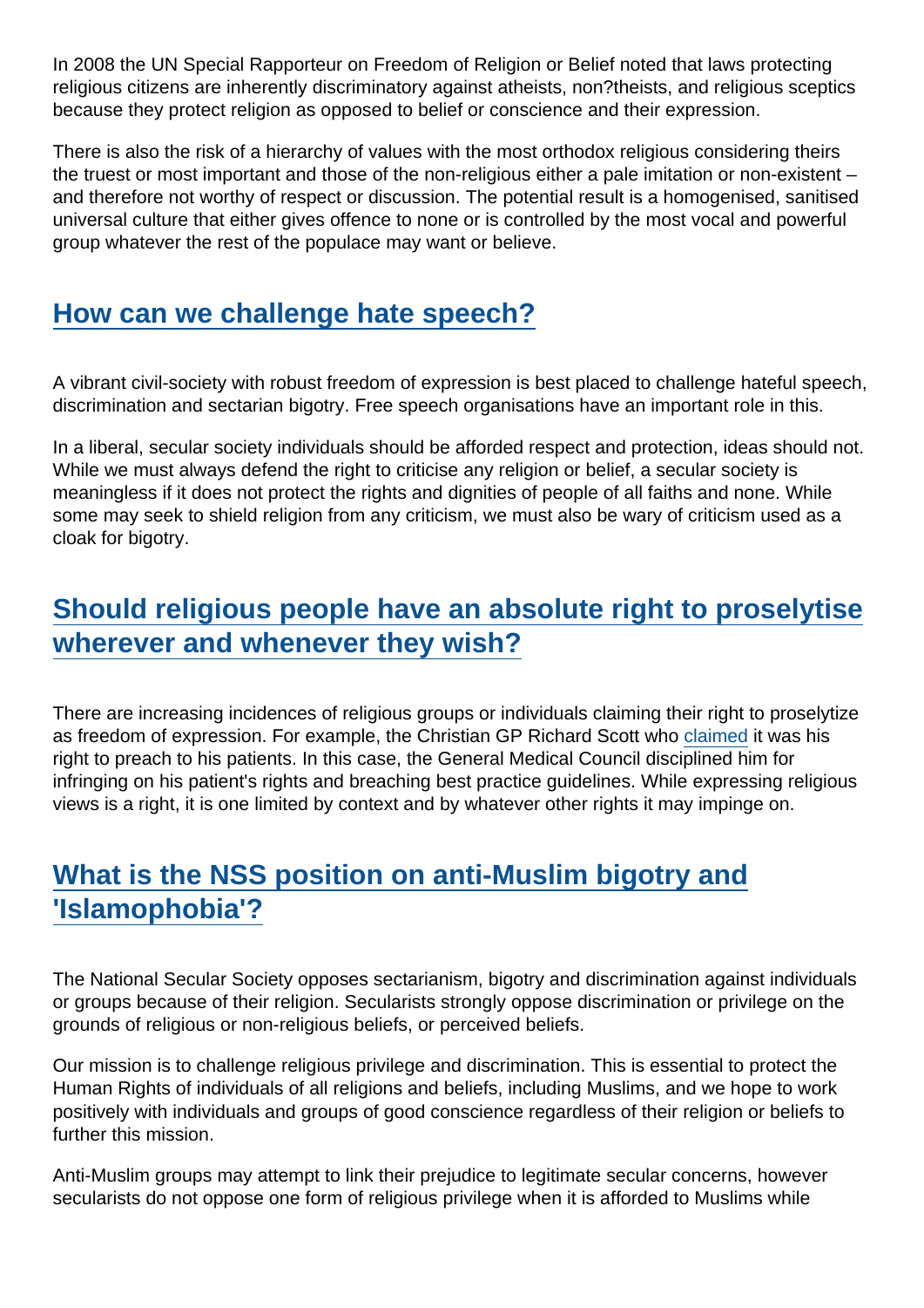In 2008 the UN Special Rapporteur on Freedom of Religion or Belief noted that laws protecting religious citizens are inherently discriminatory against atheists, non?theists, and religious sceptics because they protect religion as opposed to belief or conscience and their expression.

There is also the risk of a hierarchy of values with the most orthodox religious considering theirs the truest or most important and those of the non-religious either a pale imitation or non-existent – and therefore not worthy of respect or discussion. The potential result is a homogenised, sanitised universal culture that either gives offence to none or is controlled by the most vocal and powerful group whatever the rest of the populace may want or believe.

## How can we challenge hate speech?

A vibrant civil-society with robust freedom of expression is best placed to challenge hateful speech, discrimination and sectarian bigotry. Free speech organisations have an important role in this.

In a liberal, secular society individuals should be afforded respect and protection, ideas should not. While we must always defend the right to criticise any religion or belief, a secular society is meaningless if it does not protect the rights and dignities of people of all faiths and none. While some may seek to shield religion from any criticism, we must also be wary of criticism used as a cloak for bigotry.

## Should religious people have an absolute right to proselytise wherever and whenever they wish?

There are increasing incidences of religious groups or individuals claiming their right to proselytize as freedom of expression. For example, the Christian GP Richard Scott who claimed it was his right to preach to his patients. In this case, the General Medical Council disciplined him for infringing on his patient's rights and breaching best practice guidelines. While expressing religious views is a right, it is one limited by context and by whatever other rights it may impinge on.

## What is the NSS position on anti-Muslim bigotry and 'Islamophobia'?

The National Secular Society opposes sectarianism, bigotry and discrimination against individuals or groups because of their religion. Secularists strongly oppose discrimination or privilege on the grounds of religious or non-religious beliefs, or perceived beliefs.

Our mission is to challenge religious privilege and discrimination. This is essential to protect the Human Rights of individuals of all religions and beliefs, including Muslims, and we hope to work positively with individuals and groups of good conscience regardless of their religion or beliefs to further this mission.

Anti-Muslim groups may attempt to link their prejudice to legitimate secular concerns, however secularists do not oppose one form of religious privilege when it is afforded to Muslims while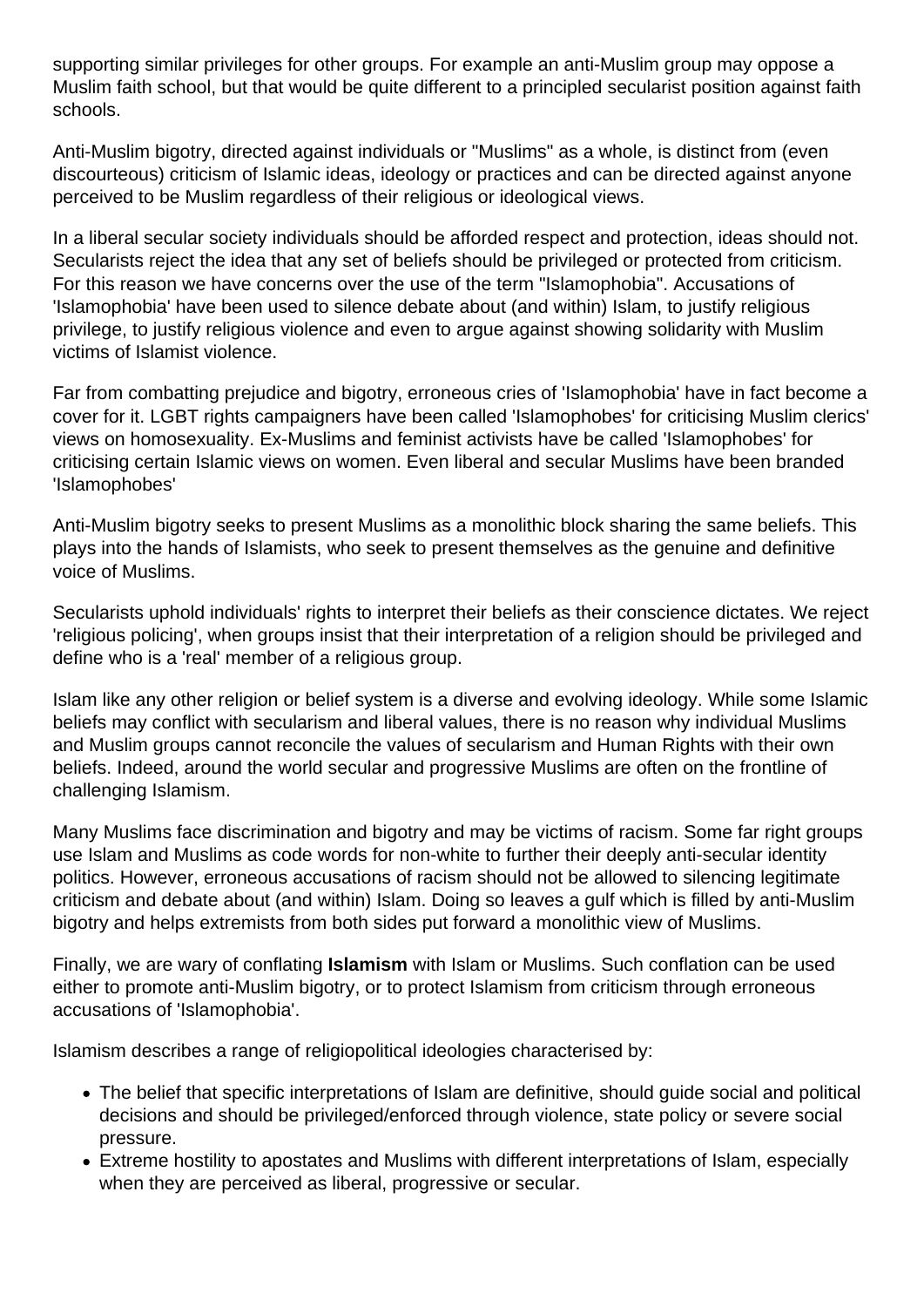supporting similar privileges for other groups. For example an anti-Muslim group may oppose a Muslim faith school, but that would be quite different to a principled secularist position against faith schools.

Anti-Muslim bigotry, directed against individuals or "Muslims" as a whole, is distinct from (even discourteous) criticism of Islamic ideas, ideology or practices and can be directed against anyone perceived to be Muslim regardless of their religious or ideological views.

In a liberal secular society individuals should be afforded respect and protection, ideas should not. Secularists reject the idea that any set of beliefs should be privileged or protected from criticism. For this reason we have concerns over the use of the term "Islamophobia". Accusations of 'Islamophobia' have been used to silence debate about (and within) Islam, to justify religious privilege, to justify religious violence and even to argue against showing solidarity with Muslim victims of Islamist violence.

Far from combatting prejudice and bigotry, erroneous cries of 'Islamophobia' have in fact become a cover for it. LGBT rights campaigners have been called 'Islamophobes' for criticising Muslim clerics' views on homosexuality. Ex-Muslims and feminist activists have be called 'Islamophobes' for criticising certain Islamic views on women. Even liberal and secular Muslims have been branded 'Islamophobes'

Anti-Muslim bigotry seeks to present Muslims as a monolithic block sharing the same beliefs. This plays into the hands of Islamists, who seek to present themselves as the genuine and definitive voice of Muslims.

Secularists uphold individuals' rights to interpret their beliefs as their conscience dictates. We reject 'religious policing', when groups insist that their interpretation of a religion should be privileged and define who is a 'real' member of a religious group.

Islam like any other religion or belief system is a diverse and evolving ideology. While some Islamic beliefs may conflict with secularism and liberal values, there is no reason why individual Muslims and Muslim groups cannot reconcile the values of secularism and Human Rights with their own beliefs. Indeed, around the world secular and progressive Muslims are often on the frontline of challenging Islamism.

Many Muslims face discrimination and bigotry and may be victims of racism. Some far right groups use Islam and Muslims as code words for non-white to further their deeply anti-secular identity politics. However, erroneous accusations of racism should not be allowed to silencing legitimate criticism and debate about (and within) Islam. Doing so leaves a gulf which is filled by anti-Muslim bigotry and helps extremists from both sides put forward a monolithic view of Muslims.

Finally, we are wary of conflating **Islamism** with Islam or Muslims. Such conflation can be used either to promote anti-Muslim bigotry, or to protect Islamism from criticism through erroneous accusations of 'Islamophobia'.

Islamism describes a range of religiopolitical ideologies characterised by:

- The belief that specific interpretations of Islam are definitive, should guide social and political decisions and should be privileged/enforced through violence, state policy or severe social pressure.
- Extreme hostility to apostates and Muslims with different interpretations of Islam, especially when they are perceived as liberal, progressive or secular.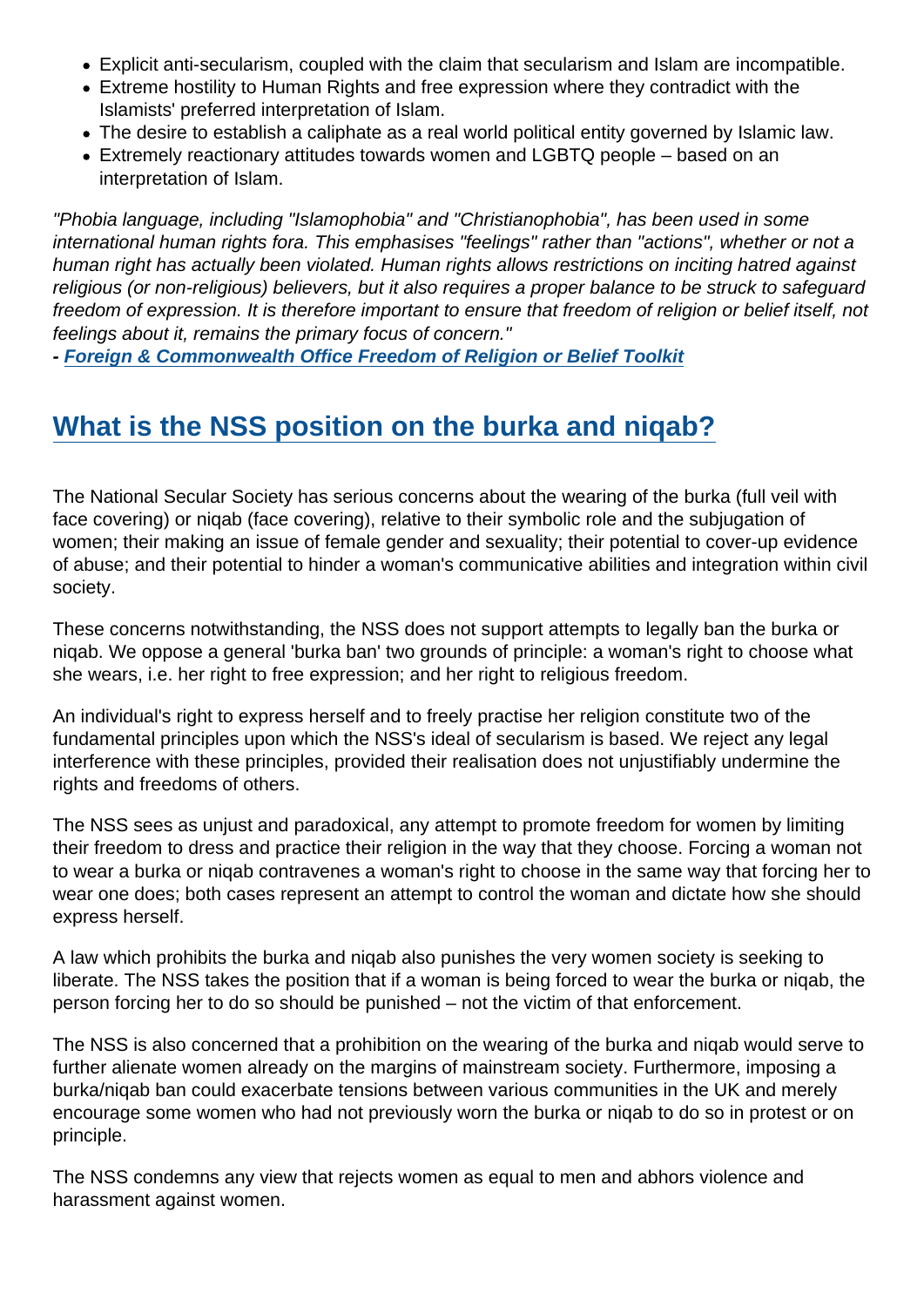- Explicit anti-secularism, coupled with the claim that secularism and Islam are incompatible.
- Extreme hostility to Human Rights and free expression where they contradict with the Islamists' preferred interpretation of Islam.
- The desire to establish a caliphate as a real world political entity governed by Islamic law.
- Extremely reactionary attitudes towards women and LGBTQ people – based on an interpretation of Islam.

*"Phobia language, including "Islamophobia" and "Christianophobia", has been used in some international human rights fora. This emphasises "feelings" rather than "actions", whether or not a human right has actually been violated. Human rights allows restrictions on inciting hatred against religious (or non-religious) believers, but it also requires a proper balance to be struck to safeguard freedom of expression. It is therefore important to ensure that freedom of religion or belief itself, not feelings about it, remains the primary focus of concern."*
**- Foreign & Commonwealth Office Freedom of Religion or Belief Toolkit**

## What is the NSS position on the burka and niqab?

The National Secular Society has serious concerns about the wearing of the burka (full veil with face covering) or niqab (face covering), relative to their symbolic role and the subjugation of women; their making an issue of female gender and sexuality; their potential to cover-up evidence of abuse; and their potential to hinder a woman's communicative abilities and integration within civil society.

These concerns notwithstanding, the NSS does not support attempts to legally ban the burka or niqab. We oppose a general 'burka ban' two grounds of principle: a woman's right to choose what she wears, i.e. her right to free expression; and her right to religious freedom.

An individual's right to express herself and to freely practise her religion constitute two of the fundamental principles upon which the NSS's ideal of secularism is based. We reject any legal interference with these principles, provided their realisation does not unjustifiably undermine the rights and freedoms of others.

The NSS sees as unjust and paradoxical, any attempt to promote freedom for women by limiting their freedom to dress and practice their religion in the way that they choose. Forcing a woman not to wear a burka or niqab contravenes a woman's right to choose in the same way that forcing her to wear one does; both cases represent an attempt to control the woman and dictate how she should express herself.

A law which prohibits the burka and niqab also punishes the very women society is seeking to liberate. The NSS takes the position that if a woman is being forced to wear the burka or niqab, the person forcing her to do so should be punished – not the victim of that enforcement.

The NSS is also concerned that a prohibition on the wearing of the burka and niqab would serve to further alienate women already on the margins of mainstream society. Furthermore, imposing a burka/niqab ban could exacerbate tensions between various communities in the UK and merely encourage some women who had not previously worn the burka or niqab to do so in protest or on principle.

The NSS condemns any view that rejects women as equal to men and abhors violence and harassment against women.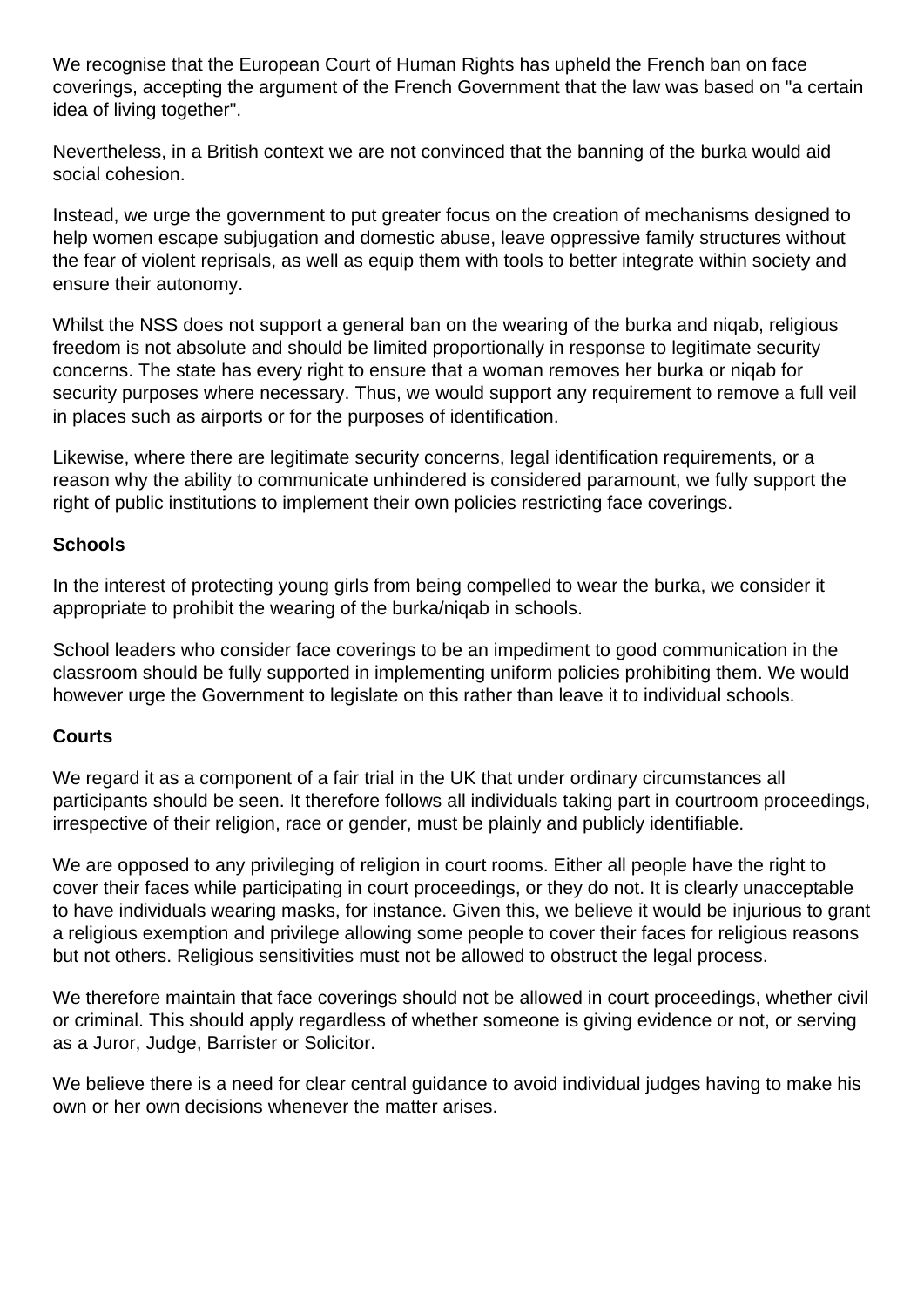We recognise that the European Court of Human Rights has upheld the French ban on face coverings, accepting the argument of the French Government that the law was based on "a certain idea of living together".

Nevertheless, in a British context we are not convinced that the banning of the burka would aid social cohesion.

Instead, we urge the government to put greater focus on the creation of mechanisms designed to help women escape subjugation and domestic abuse, leave oppressive family structures without the fear of violent reprisals, as well as equip them with tools to better integrate within society and ensure their autonomy.

Whilst the NSS does not support a general ban on the wearing of the burka and niqab, religious freedom is not absolute and should be limited proportionally in response to legitimate security concerns. The state has every right to ensure that a woman removes her burka or niqab for security purposes where necessary. Thus, we would support any requirement to remove a full veil in places such as airports or for the purposes of identification.

Likewise, where there are legitimate security concerns, legal identification requirements, or a reason why the ability to communicate unhindered is considered paramount, we fully support the right of public institutions to implement their own policies restricting face coverings.

**Schools**

In the interest of protecting young girls from being compelled to wear the burka, we consider it appropriate to prohibit the wearing of the burka/niqab in schools.

School leaders who consider face coverings to be an impediment to good communication in the classroom should be fully supported in implementing uniform policies prohibiting them. We would however urge the Government to legislate on this rather than leave it to individual schools.

**Courts**

We regard it as a component of a fair trial in the UK that under ordinary circumstances all participants should be seen. It therefore follows all individuals taking part in courtroom proceedings, irrespective of their religion, race or gender, must be plainly and publicly identifiable.

We are opposed to any privileging of religion in court rooms. Either all people have the right to cover their faces while participating in court proceedings, or they do not. It is clearly unacceptable to have individuals wearing masks, for instance. Given this, we believe it would be injurious to grant a religious exemption and privilege allowing some people to cover their faces for religious reasons but not others. Religious sensitivities must not be allowed to obstruct the legal process.

We therefore maintain that face coverings should not be allowed in court proceedings, whether civil or criminal. This should apply regardless of whether someone is giving evidence or not, or serving as a Juror, Judge, Barrister or Solicitor.

We believe there is a need for clear central guidance to avoid individual judges having to make his own or her own decisions whenever the matter arises.